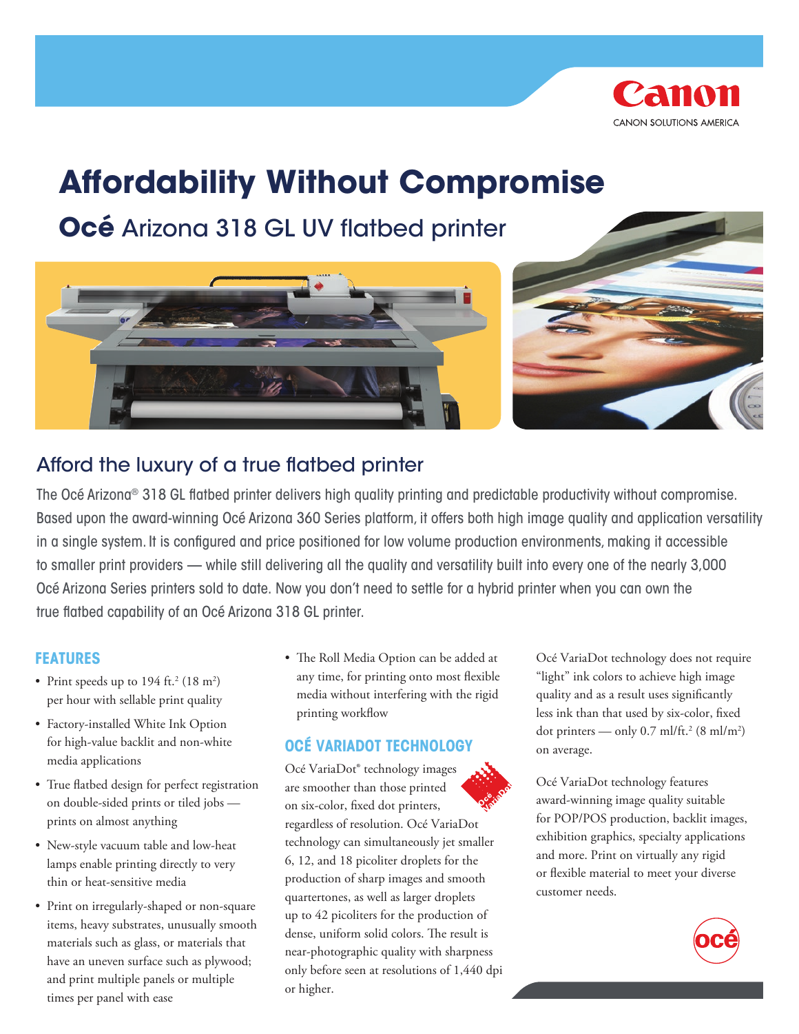# Affordability Without Compromise

## **Océ** Arizona 318 GL UV flatbed printer

## Afford the luxury of a true flatbed printer

The Océ Arizona® 318 GL flatbed printer delivers high quality printing and predictable productivity without compromise. Based upon the award-winning Océ Arizona 360 Series platform, it offers both high image quality and application versatility in a single system. It is configured and price positioned for low volume production environments, making it accessible to smaller print providers — while still delivering all the quality and versatility built into every one of the nearly 3,000 Océ Arizona Series printers sold to date. Now you don't need to settle for a hybrid printer when you can own the true flatbed capability of an Océ Arizona 318 GL printer.

### FEATURES

- Print speeds up to 194 ft.$^2$ (18 m$^2$) per hour with sellable print quality
- Factory-installed White Ink Option for high-value backlit and non-white media applications
- True flatbed design for perfect registration on double-sided prints or tiled jobs — prints on almost anything
- New-style vacuum table and low-heat lamps enable printing directly to very thin or heat-sensitive media
- Print on irregularly-shaped or non-square items, heavy substrates, unusually smooth materials such as glass, or materials that have an uneven surface such as plywood; and print multiple panels or multiple times per panel with ease
- The Roll Media Option can be added at any time, for printing onto most flexible media without interfering with the rigid printing workflow

### OCÉ VARIADOT TECHNOLOGY

Océ VariaDot® technology images are smoother than those printed on six-color, fixed dot printers, regardless of resolution. Océ VariaDot technology can simultaneously jet smaller 6, 12, and 18 picoliter droplets for the production of sharp images and smooth quartertones, as well as larger droplets up to 42 picoliters for the production of dense, uniform solid colors. The result is near-photographic quality with sharpness only before seen at resolutions of 1,440 dpi or higher.

Océ VariaDot technology does not require "light" ink colors to achieve high image quality and as a result uses significantly less ink than that used by six-color, fixed dot printers — only 0.7 ml/ft.$^2$ (8 ml/m$^2$) on average.

Océ VariaDot technology features award-winning image quality suitable for POP/POS production, backlit images, exhibition graphics, specialty applications and more. Print on virtually any rigid or flexible material to meet your diverse customer needs.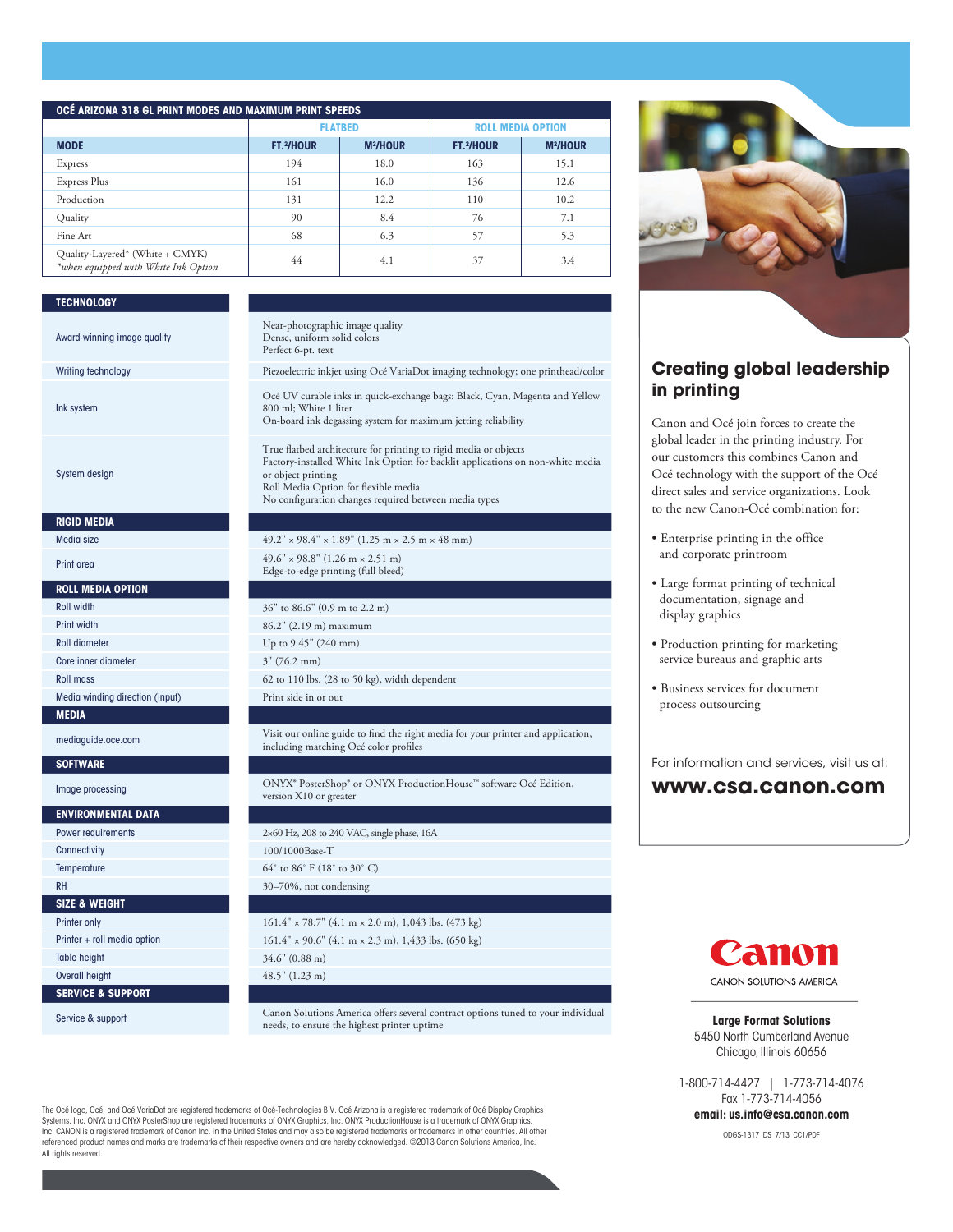## OCÉ ARIZONA 318 GL PRINT MODES AND MAXIMUM PRINT SPEEDS

| | FLATBED | | ROLL MEDIA OPTION | |
|---|---|---|---|---|
| **MODE** | **FT.²/HOUR** | **M²/HOUR** | **FT.²/HOUR** | **M²/HOUR** |
| Express | 194 | 18.0 | 163 | 15.1 |
| Express Plus | 161 | 16.0 | 136 | 12.6 |
| Production | 131 | 12.2 | 110 | 10.2 |
| Quality | 90 | 8.4 | 76 | 7.1 |
| Fine Art | 68 | 6.3 | 57 | 5.3 |
| Quality-Layered* (White + CMYK) *\*when equipped with White Ink Option* | 44 | 4.1 | 37 | 3.4 |

| | |
|---|---|
| **TECHNOLOGY** | |
| Award-winning image quality | Near-photographic image quality<br>Dense, uniform solid colors<br>Perfect 6-pt. text |
| Writing technology | Piezoelectric inkjet using Océ VariaDot imaging technology; one printhead/color |
| Ink system | Océ UV curable inks in quick-exchange bags: Black, Cyan, Magenta and Yellow 800 ml; White 1 liter<br>On-board ink degassing system for maximum jetting reliability |
| System design | True flatbed architecture for printing to rigid media or objects<br>Factory-installed White Ink Option for backlit applications on non-white media or object printing<br>Roll Media Option for flexible media<br>No configuration changes required between media types |
| **RIGID MEDIA** | |
| Media size | 49.2" × 98.4" × 1.89" (1.25 m × 2.5 m × 48 mm) |
| Print area | 49.6" × 98.8" (1.26 m × 2.51 m)<br>Edge-to-edge printing (full bleed) |
| **ROLL MEDIA OPTION** | |
| Roll width | 36" to 86.6" (0.9 m to 2.2 m) |
| Print width | 86.2" (2.19 m) maximum |
| Roll diameter | Up to 9.45" (240 mm) |
| Core inner diameter | 3" (76.2 mm) |
| Roll mass | 62 to 110 lbs. (28 to 50 kg), width dependent |
| Media winding direction (input) | Print side in or out |
| **MEDIA** | |
| mediaguide.oce.com | Visit our online guide to find the right media for your printer and application, including matching Océ color profiles |
| **SOFTWARE** | |
| Image processing | ONYX® PosterShop® or ONYX ProductionHouse™ software Océ Edition, version X10 or greater |
| **ENVIRONMENTAL DATA** | |
| Power requirements | 2×60 Hz, 208 to 240 VAC, single phase, 16A |
| Connectivity | 100/1000Base-T |
| Temperature | 64° to 86° F (18° to 30° C) |
| RH | 30–70%, not condensing |
| **SIZE & WEIGHT** | |
| Printer only | 161.4" × 78.7" (4.1 m × 2.0 m), 1,043 lbs. (473 kg) |
| Printer + roll media option | 161.4" × 90.6" (4.1 m × 2.3 m), 1,433 lbs. (650 kg) |
| Table height | 34.6" (0.88 m) |
| Overall height | 48.5" (1.23 m) |
| **SERVICE & SUPPORT** | |
| Service & support | Canon Solutions America offers several contract options tuned to your individual needs, to ensure the highest printer uptime |

## Creating global leadership in printing

Canon and Océ join forces to create the global leader in the printing industry. For our customers this combines Canon and Océ technology with the support of the Océ direct sales and service organizations. Look to the new Canon-Océ combination for:

- Enterprise printing in the office and corporate printroom
- Large format printing of technical documentation, signage and display graphics
- Production printing for marketing service bureaus and graphic arts
- Business services for document process outsourcing

For information and services, visit us at:

**www.csa.canon.com**

Canon

CANON SOLUTIONS AMERICA

**Large Format Solutions**
5450 North Cumberland Avenue
Chicago, Illinois 60656

1-800-714-4427 | 1-773-714-4076
Fax 1-773-714-4056
**email: us.info@csa.canon.com**

ODGS-1317 DS 7/13 CC1/PDF

The Océ logo, Océ, and Océ VariaDot are registered trademarks of Océ-Technologies B.V. Océ Arizona is a registered trademark of Océ Display Graphics Systems, Inc. ONYX and ONYX PosterShop are registered trademarks of ONYX Graphics, Inc. ONYX ProductionHouse is a trademark of ONYX Graphics, Inc. CANON is a registered trademark of Canon Inc. in the United States and may also be registered trademarks or trademarks in other countries. All other referenced product names and marks are trademarks of their respective owners and are hereby acknowledged. ©2013 Canon Solutions America, Inc. All rights reserved.